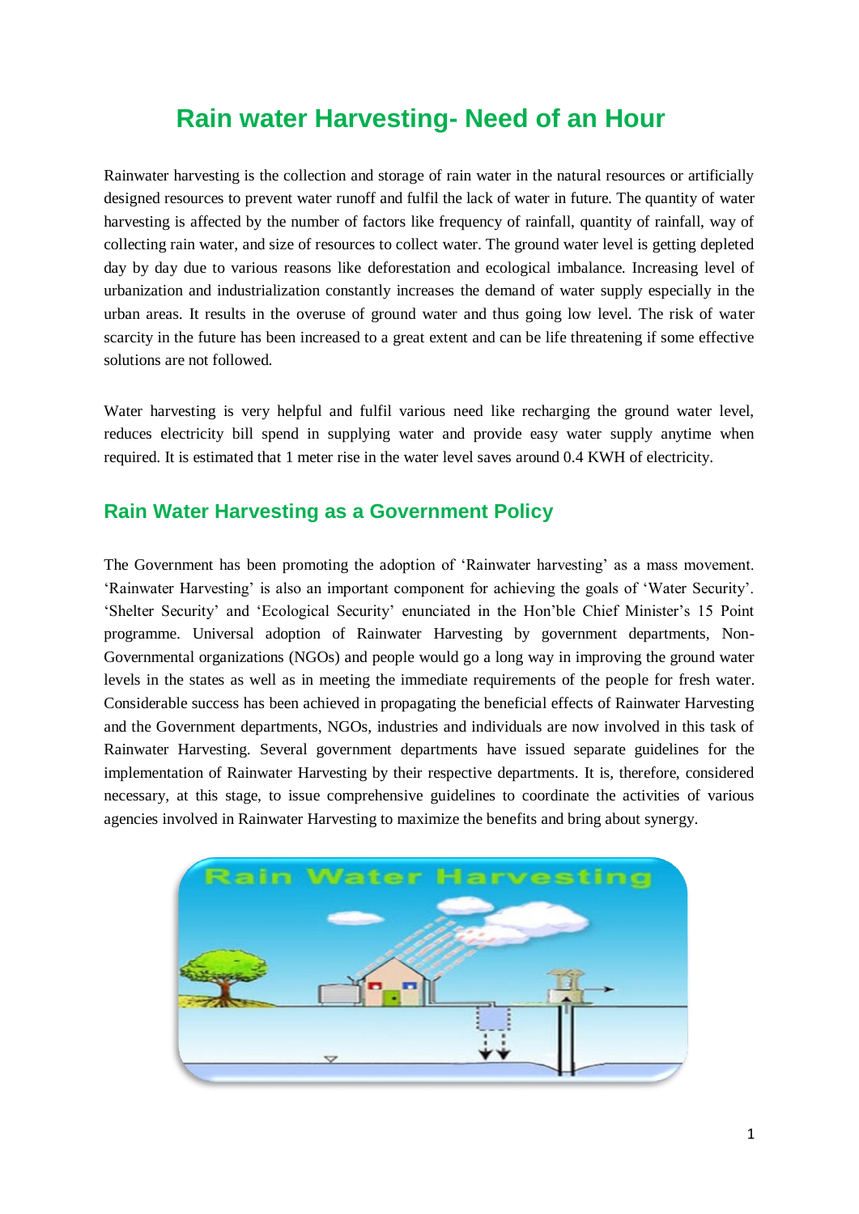# Rain water Harvesting- Need of an Hour

Rainwater harvesting is the collection and storage of rain water in the natural resources or artificially designed resources to prevent water runoff and fulfil the lack of water in future. The quantity of water harvesting is affected by the number of factors like frequency of rainfall, quantity of rainfall, way of collecting rain water, and size of resources to collect water. The ground water level is getting depleted day by day due to various reasons like deforestation and ecological imbalance. Increasing level of urbanization and industrialization constantly increases the demand of water supply especially in the urban areas. It results in the overuse of ground water and thus going low level. The risk of water scarcity in the future has been increased to a great extent and can be life threatening if some effective solutions are not followed.

Water harvesting is very helpful and fulfil various need like recharging the ground water level, reduces electricity bill spend in supplying water and provide easy water supply anytime when required. It is estimated that 1 meter rise in the water level saves around 0.4 KWH of electricity.

## Rain Water Harvesting as a Government Policy

The Government has been promoting the adoption of 'Rainwater harvesting' as a mass movement. 'Rainwater Harvesting' is also an important component for achieving the goals of 'Water Security'. 'Shelter Security' and 'Ecological Security' enunciated in the Hon'ble Chief Minister's 15 Point programme. Universal adoption of Rainwater Harvesting by government departments, Non-Governmental organizations (NGOs) and people would go a long way in improving the ground water levels in the states as well as in meeting the immediate requirements of the people for fresh water. Considerable success has been achieved in propagating the beneficial effects of Rainwater Harvesting and the Government departments, NGOs, industries and individuals are now involved in this task of Rainwater Harvesting. Several government departments have issued separate guidelines for the implementation of Rainwater Harvesting by their respective departments. It is, therefore, considered necessary, at this stage, to issue comprehensive guidelines to coordinate the activities of various agencies involved in Rainwater Harvesting to maximize the benefits and bring about synergy.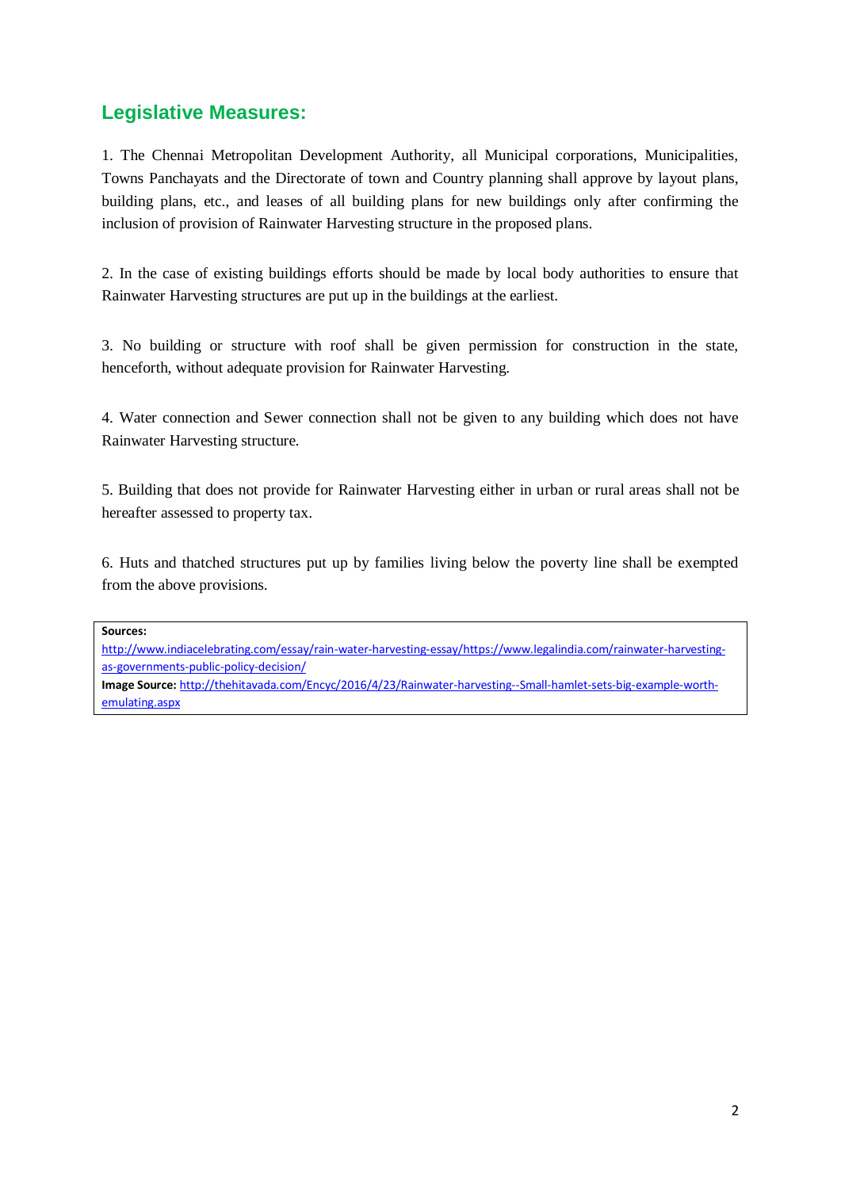## Legislative Measures:

1. The Chennai Metropolitan Development Authority, all Municipal corporations, Municipalities, Towns Panchayats and the Directorate of town and Country planning shall approve by layout plans, building plans, etc., and leases of all building plans for new buildings only after confirming the inclusion of provision of Rainwater Harvesting structure in the proposed plans.

2. In the case of existing buildings efforts should be made by local body authorities to ensure that Rainwater Harvesting structures are put up in the buildings at the earliest.

3. No building or structure with roof shall be given permission for construction in the state, henceforth, without adequate provision for Rainwater Harvesting.

4. Water connection and Sewer connection shall not be given to any building which does not have Rainwater Harvesting structure.

5. Building that does not provide for Rainwater Harvesting either in urban or rural areas shall not be hereafter assessed to property tax.

6. Huts and thatched structures put up by families living below the poverty line shall be exempted from the above provisions.

**Sources:**
http://www.indiacelebrating.com/essay/rain-water-harvesting-essay/https://www.legalindia.com/rainwater-harvesting-as-governments-public-policy-decision/
**Image Source:** http://thehitavada.com/Encyc/2016/4/23/Rainwater-harvesting--Small-hamlet-sets-big-example-worth-emulating.aspx